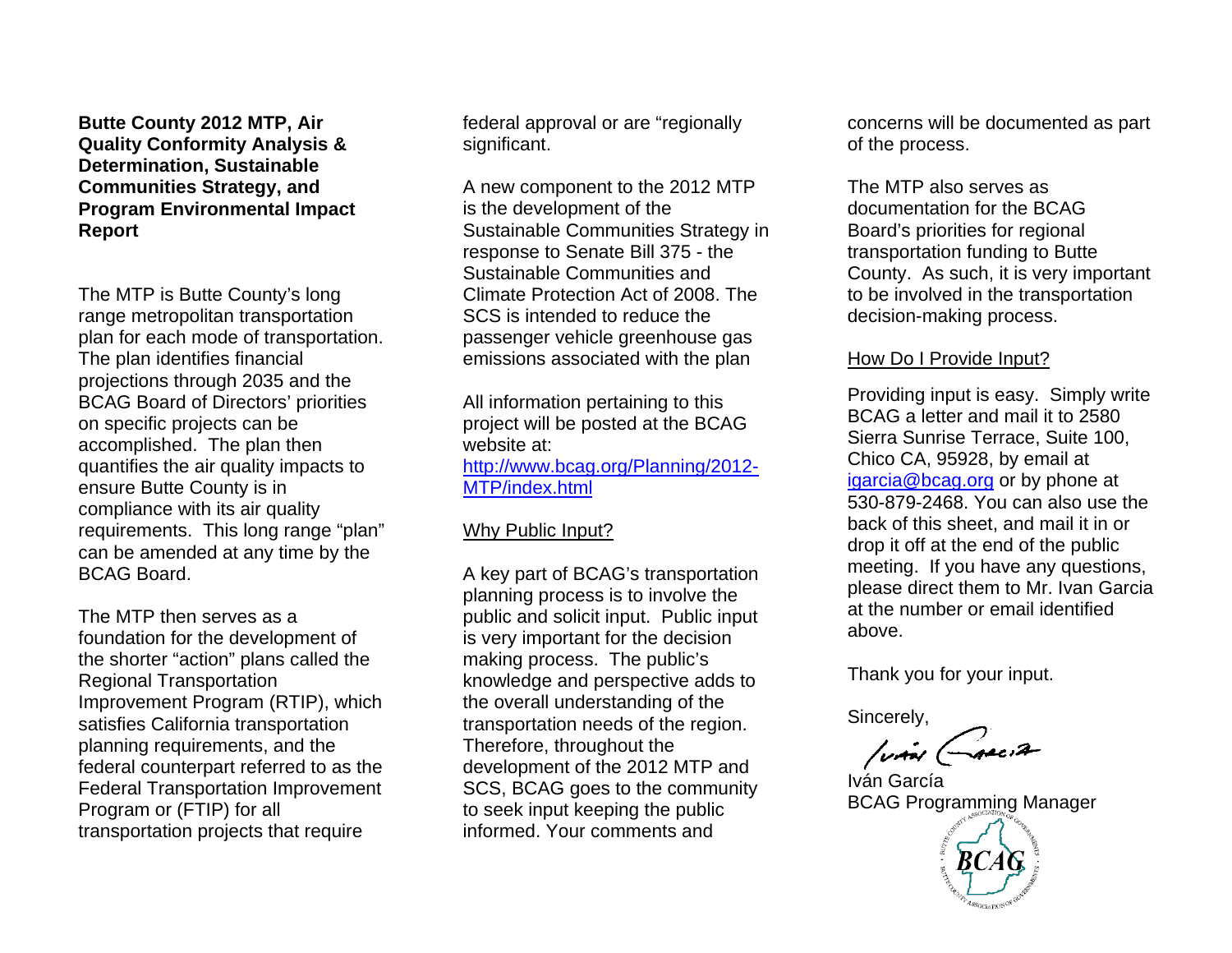**Butte County 2012 MTP, Air Quality Conformity Analysis & Determination, Sustainable Communities Strategy, and Program Environmental Impact Report**

The MTP is Butte County's long range metropolitan transportation plan for each mode of transportation. The plan identifies financial projections through 2035 and the BCAG Board of Directors' priorities on specific projects can be accomplished. The plan then quantifies the air quality impacts to ensure Butte County is in compliance with its air quality requirements. This long range "plan" can be amended at any time by the BCAG Board.

The MTP then serves as a foundation for the development of the shorter "action" plans called the Regional Transportation Improvement Program (RTIP), which satisfies California transportation planning requirements, and the federal counterpart referred to as the Federal Transportation Improvement Program or (FTIP) for all transportation projects that require federal approval or are "regionally significant.

A new component to the 2012 MTP is the development of the Sustainable Communities Strategy in response to Senate Bill 375 - the Sustainable Communities and Climate Protection Act of 2008. The SCS is intended to reduce the passenger vehicle greenhouse gas emissions associated with the plan

All information pertaining to this project will be posted at the BCAG website at: [http://www.bcag.org/Planning/2012-MTP/index.html](http://www.bcag.org/Planning/2012-MTP/index.html)

## Why Public Input?

A key part of BCAG's transportation planning process is to involve the public and solicit input. Public input is very important for the decision making process. The public's knowledge and perspective adds to the overall understanding of the transportation needs of the region. Therefore, throughout the development of the 2012 MTP and SCS, BCAG goes to the community to seek input keeping the public informed. Your comments and concerns will be documented as part of the process.

The MTP also serves as documentation for the BCAG Board's priorities for regional transportation funding to Butte County. As such, it is very important to be involved in the transportation decision-making process.

## How Do I Provide Input?

Providing input is easy. Simply write BCAG a letter and mail it to 2580 Sierra Sunrise Terrace, Suite 100, Chico CA, 95928, by email at [igarcia@bcag.org](mailto:igarcia@bcag.org) or by phone at 530-879-2468. You can also use the back of this sheet, and mail it in or drop it off at the end of the public meeting. If you have any questions, please direct them to Mr. Ivan Garcia at the number or email identified above.

Thank you for your input.

Sincerely,

Iván García
BCAG Programming Manager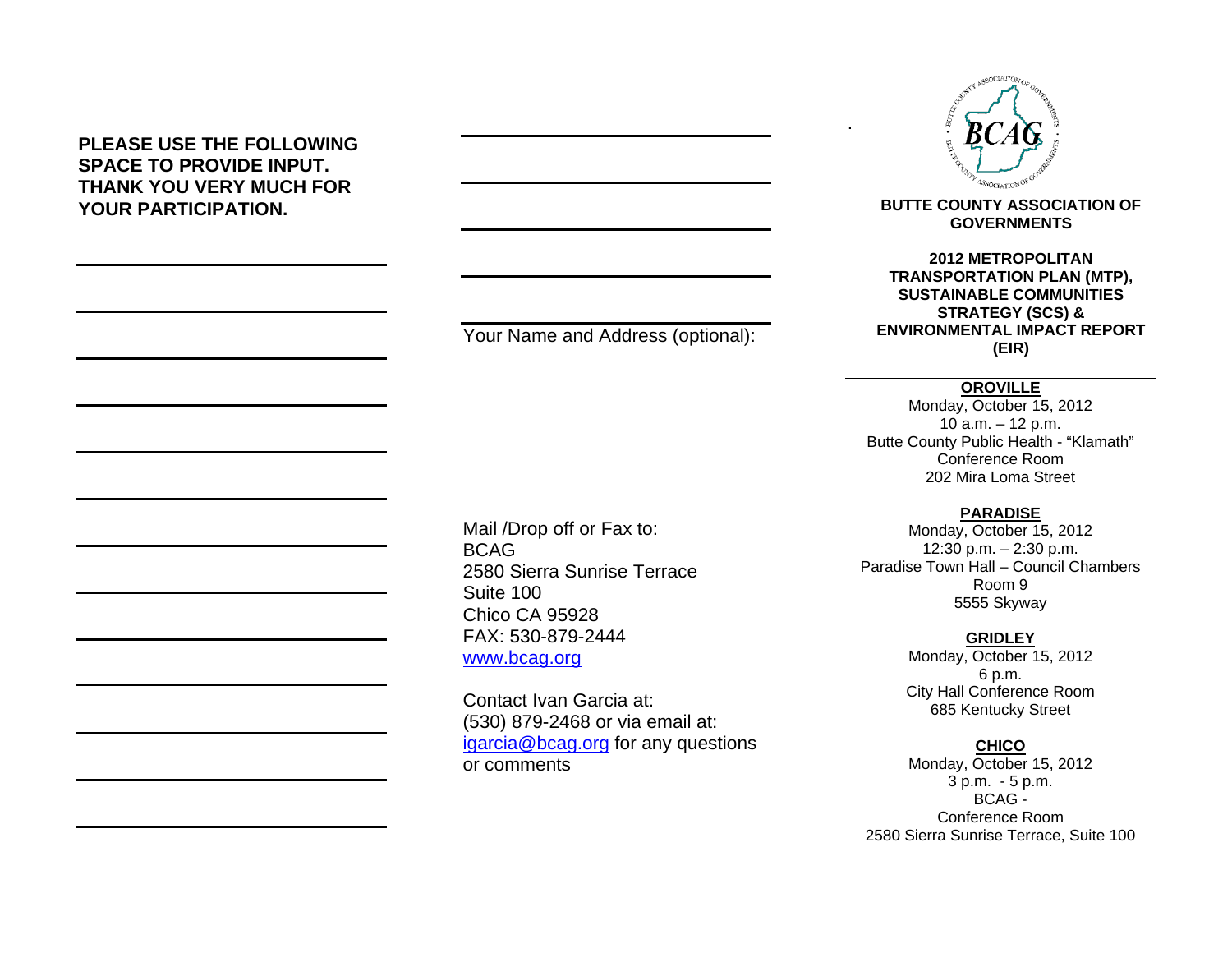**PLEASE USE THE FOLLOWING SPACE TO PROVIDE INPUT. THANK YOU VERY MUCH FOR YOUR PARTICIPATION.**

Your Name and Address (optional):

Mail /Drop off or Fax to:
BCAG
2580 Sierra Sunrise Terrace
Suite 100
Chico CA 95928
FAX: 530-879-2444
www.bcag.org

Contact Ivan Garcia at:
(530) 879-2468 or via email at:
igarcia@bcag.org for any questions or comments

**BUTTE COUNTY ASSOCIATION OF GOVERNMENTS**

**2012 METROPOLITAN TRANSPORTATION PLAN (MTP), SUSTAINABLE COMMUNITIES STRATEGY (SCS) & ENVIRONMENTAL IMPACT REPORT (EIR)**

**OROVILLE**
Monday, October 15, 2012
10 a.m. – 12 p.m.
Butte County Public Health - "Klamath" Conference Room
202 Mira Loma Street

**PARADISE**
Monday, October 15, 2012
12:30 p.m. – 2:30 p.m.
Paradise Town Hall – Council Chambers Room 9
5555 Skyway

**GRIDLEY**
Monday, October 15, 2012
6 p.m.
City Hall Conference Room
685 Kentucky Street

**CHICO**
Monday, October 15, 2012
3 p.m. - 5 p.m.
BCAG -
Conference Room
2580 Sierra Sunrise Terrace, Suite 100